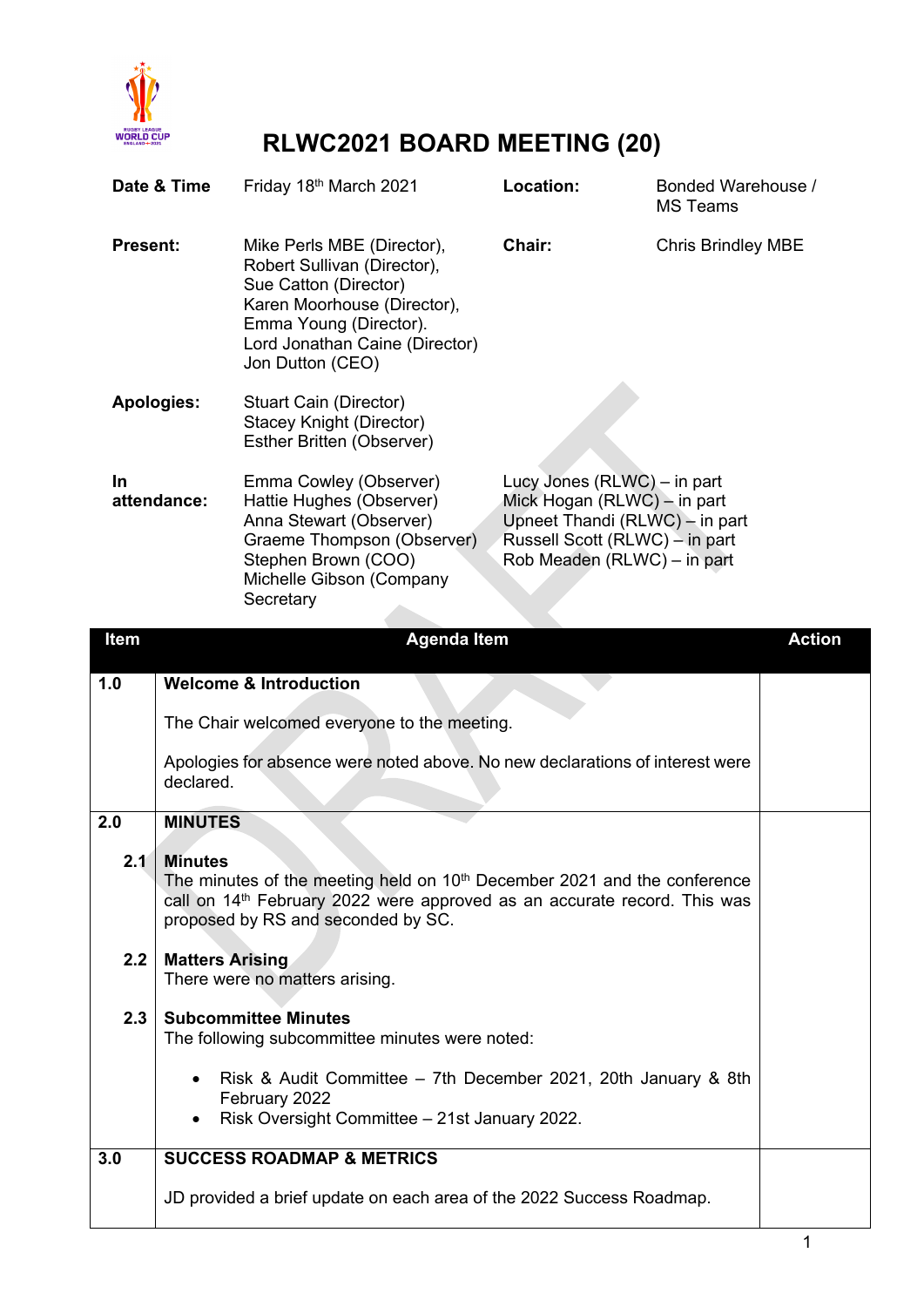# RLWC2021 BOARD MEETING (20)

| | | | |
|---|---|---|---|
| **Date & Time** | Friday 18th March 2021 | **Location:** | Bonded Warehouse / MS Teams |
| **Present:** | Mike Perls MBE (Director), Robert Sullivan (Director), Sue Catton (Director) Karen Moorhouse (Director), Emma Young (Director). Lord Jonathan Caine (Director) Jon Dutton (CEO) | **Chair:** | Chris Brindley MBE |
| **Apologies:** | Stuart Cain (Director) Stacey Knight (Director) Esther Britten (Observer) | | |
| **In attendance:** | Emma Cowley (Observer) Hattie Hughes (Observer) Anna Stewart (Observer) Graeme Thompson (Observer) Stephen Brown (COO) Michelle Gibson (Company Secretary | Lucy Jones (RLWC) – in part Mick Hogan (RLWC) – in part Upneet Thandi (RLWC) – in part Russell Scott (RLWC) – in part Rob Meaden (RLWC) – in part | |

| Item | Agenda Item | Action |
|---|---|---|
| 1.0 | **Welcome & Introduction**<br><br>The Chair welcomed everyone to the meeting.<br><br>Apologies for absence were noted above. No new declarations of interest were declared. | |
| 2.0 | **MINUTES** | |
| 2.1 | **Minutes**<br>The minutes of the meeting held on 10th December 2021 and the conference call on 14th February 2022 were approved as an accurate record. This was proposed by RS and seconded by SC. | |
| 2.2 | **Matters Arising**<br>There were no matters arising. | |
| 2.3 | **Subcommittee Minutes**<br>The following subcommittee minutes were noted:<br><br>• Risk & Audit Committee – 7th December 2021, 20th January & 8th February 2022<br>• Risk Oversight Committee – 21st January 2022. | |
| 3.0 | **SUCCESS ROADMAP & METRICS**<br><br>JD provided a brief update on each area of the 2022 Success Roadmap. | |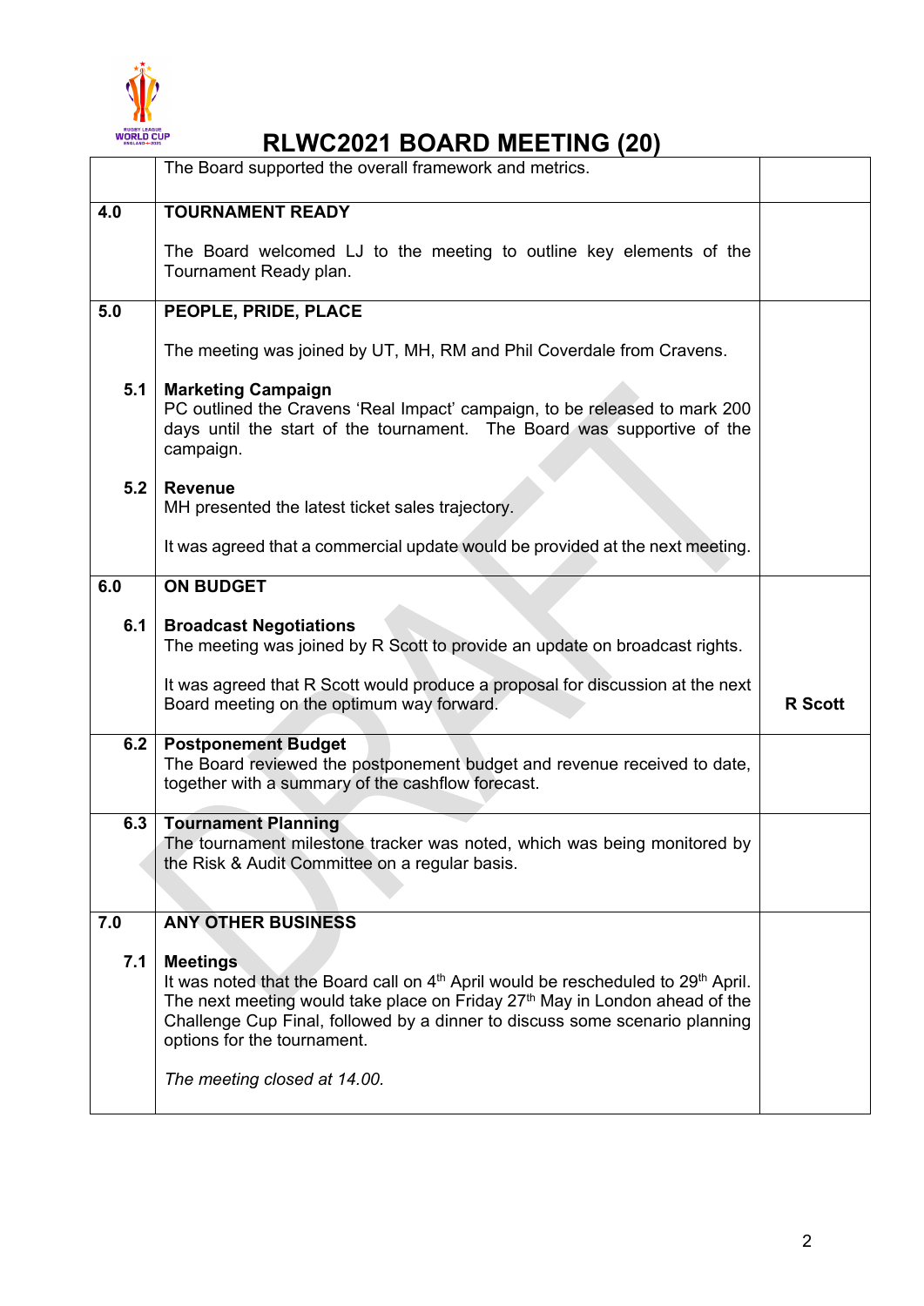# RLWC2021 BOARD MEETING (20)

| | | |
|---|---|---|
| | The Board supported the overall framework and metrics. | |
| **4.0** | **TOURNAMENT READY**<br><br>The Board welcomed LJ to the meeting to outline key elements of the Tournament Ready plan. | |
| **5.0** | **PEOPLE, PRIDE, PLACE**<br><br>The meeting was joined by UT, MH, RM and Phil Coverdale from Cravens. | |
| **5.1** | **Marketing Campaign**<br>PC outlined the Cravens 'Real Impact' campaign, to be released to mark 200 days until the start of the tournament. The Board was supportive of the campaign. | |
| **5.2** | **Revenue**<br>MH presented the latest ticket sales trajectory.<br><br>It was agreed that a commercial update would be provided at the next meeting. | |
| **6.0** | **ON BUDGET** | |
| **6.1** | **Broadcast Negotiations**<br>The meeting was joined by R Scott to provide an update on broadcast rights.<br><br>It was agreed that R Scott would produce a proposal for discussion at the next Board meeting on the optimum way forward. | **R Scott** |
| **6.2** | **Postponement Budget**<br>The Board reviewed the postponement budget and revenue received to date, together with a summary of the cashflow forecast. | |
| **6.3** | **Tournament Planning**<br>The tournament milestone tracker was noted, which was being monitored by the Risk & Audit Committee on a regular basis. | |
| **7.0** | **ANY OTHER BUSINESS** | |
| **7.1** | **Meetings**<br>It was noted that the Board call on 4th April would be rescheduled to 29th April. The next meeting would take place on Friday 27th May in London ahead of the Challenge Cup Final, followed by a dinner to discuss some scenario planning options for the tournament.<br><br>*The meeting closed at 14.00.* | |